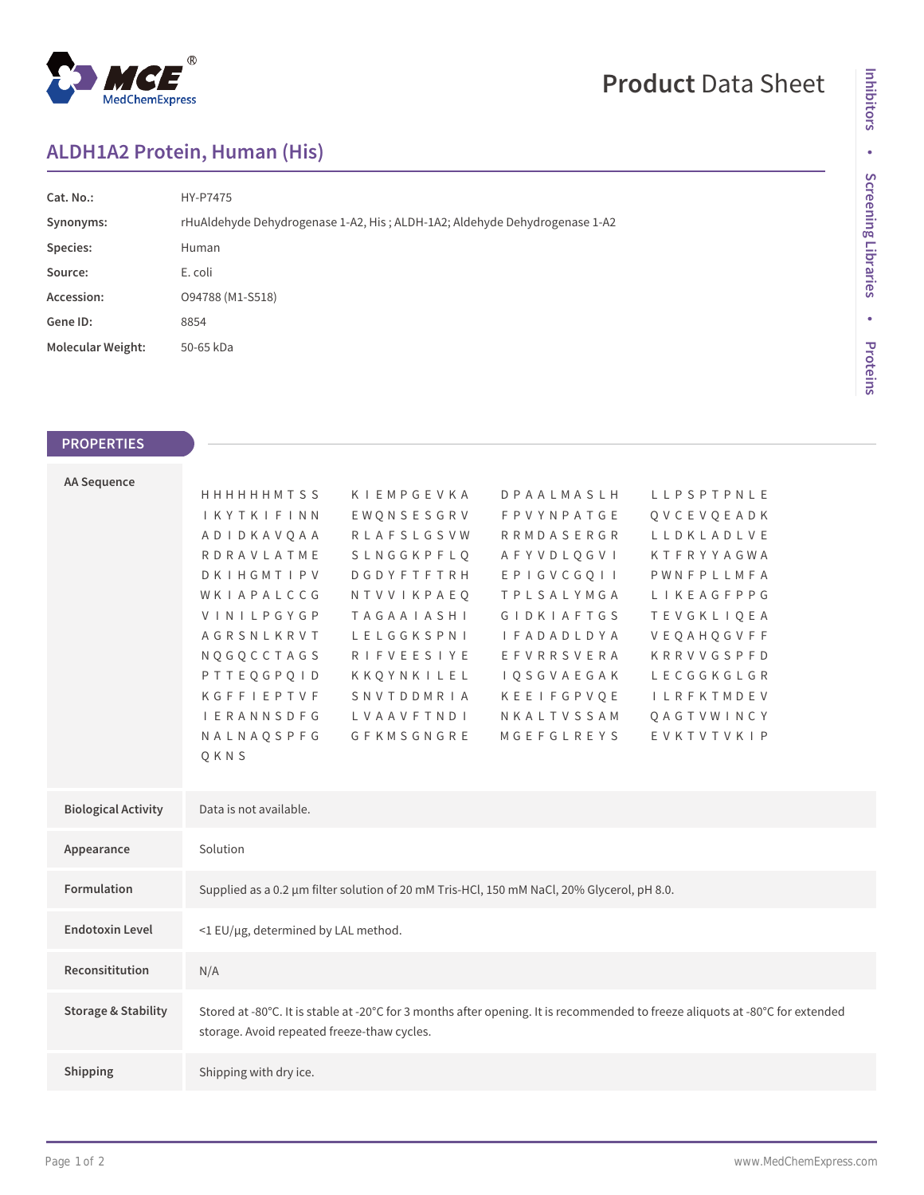# ALDH1A2 Protein, Human (His)

**Product Data Sheet**

| | |
|---|---|
| **Cat. No.:** | HY-P7475 |
| **Synonyms:** | rHuAldehyde Dehydrogenase 1-A2, His ; ALDH-1A2; Aldehyde Dehydrogenase 1-A2 |
| **Species:** | Human |
| **Source:** | E. coli |
| **Accession:** | O94788 (M1-S518) |
| **Gene ID:** | 8854 |
| **Molecular Weight:** | 50-65 kDa |

## PROPERTIES

| | |
|---|---|
| **AA Sequence** | HHHHHHMTSS KIEMPGEVKA DPAALMASLH LLPSPTPNLE IKYTKIFINN EWQNSESGRV FPVYNPATGE QVCEVQEADK ADIDKAVQAA RLAFSLGSVW RRMDASERGR LLDKLADLVE RDRAVLATME SLNGGKPFLQ AFYVDLQGVI KTFRYYAGWA DKIHGMTIPV DGDYFTFTRH EPIGVCGQII PWNFPLLMFA WKIAPALCCG NTVVIKPAEQ TPLSALYMGA LIKEAGFPPG VINILPGYGP TAGAAIASHI GIDKIAFTGS TEVGKLIQEA AGRSNLKRVT LELGGKSPNI IFADADLDYA VEQAHQGVFF NQGQCCTAGS RIFVEESIYE EFVRRSVERA KRRVVGSPFD PTTEQGPQID KKQYNKILEL IQSGVAEGAK LECGGKGLGR KGFFIEPTVF SNVTDDMRIA KEEIFGPVQE ILRFKTMDEV IERANNSDFG LVAAVFTNDI NKALTVSSAM QAGTVWINCY NALNAQSPFG GFKMSGNGRE MGEFGLREYS EVKTVTVKIP QKNS |
| **Biological Activity** | Data is not available. |
| **Appearance** | Solution |
| **Formulation** | Supplied as a 0.2 μm filter solution of 20 mM Tris-HCl, 150 mM NaCl, 20% Glycerol, pH 8.0. |
| **Endotoxin Level** | <1 EU/μg, determined by LAL method. |
| **Reconsititution** | N/A |
| **Storage & Stability** | Stored at -80°C. It is stable at -20°C for 3 months after opening. It is recommended to freeze aliquots at -80°C for extended storage. Avoid repeated freeze-thaw cycles. |
| **Shipping** | Shipping with dry ice. |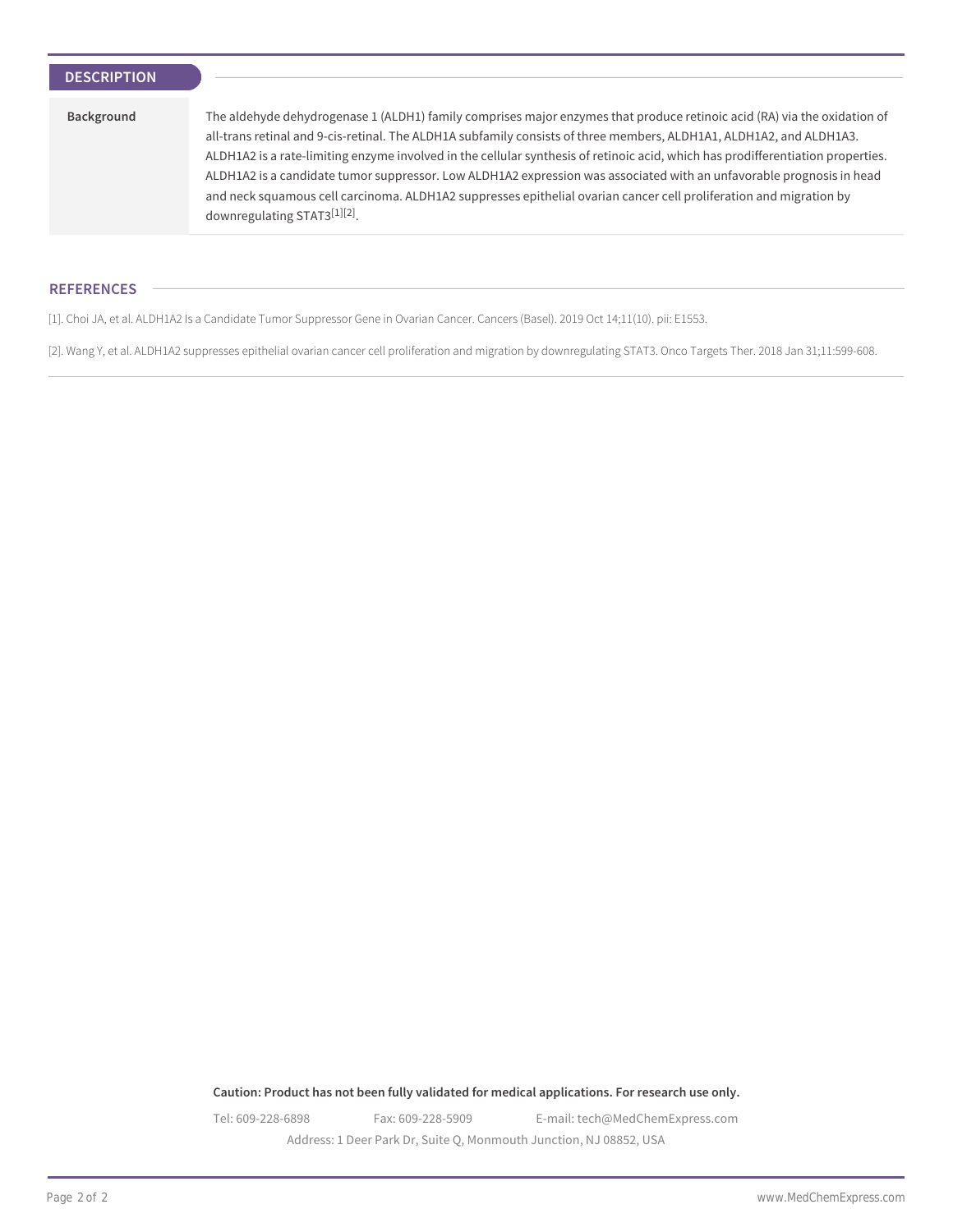## DESCRIPTION

| | |
|---|---|
| **Background** | The aldehyde dehydrogenase 1 (ALDH1) family comprises major enzymes that produce retinoic acid (RA) via the oxidation of all-trans retinal and 9-cis-retinal. The ALDH1A subfamily consists of three members, ALDH1A1, ALDH1A2, and ALDH1A3. ALDH1A2 is a rate-limiting enzyme involved in the cellular synthesis of retinoic acid, which has prodifferentiation properties. ALDH1A2 is a candidate tumor suppressor. Low ALDH1A2 expression was associated with an unfavorable prognosis in head and neck squamous cell carcinoma. ALDH1A2 suppresses epithelial ovarian cancer cell proliferation and migration by downregulating STAT3[1][2]. |

## REFERENCES

[1]. Choi JA, et al. ALDH1A2 Is a Candidate Tumor Suppressor Gene in Ovarian Cancer. Cancers (Basel). 2019 Oct 14;11(10). pii: E1553.

[2]. Wang Y, et al. ALDH1A2 suppresses epithelial ovarian cancer cell proliferation and migration by downregulating STAT3. Onco Targets Ther. 2018 Jan 31;11:599-608.

**Caution: Product has not been fully validated for medical applications. For research use only.**

Tel: 609-228-6898 Fax: 609-228-5909 E-mail: tech@MedChemExpress.com

Address: 1 Deer Park Dr, Suite Q, Monmouth Junction, NJ 08852, USA